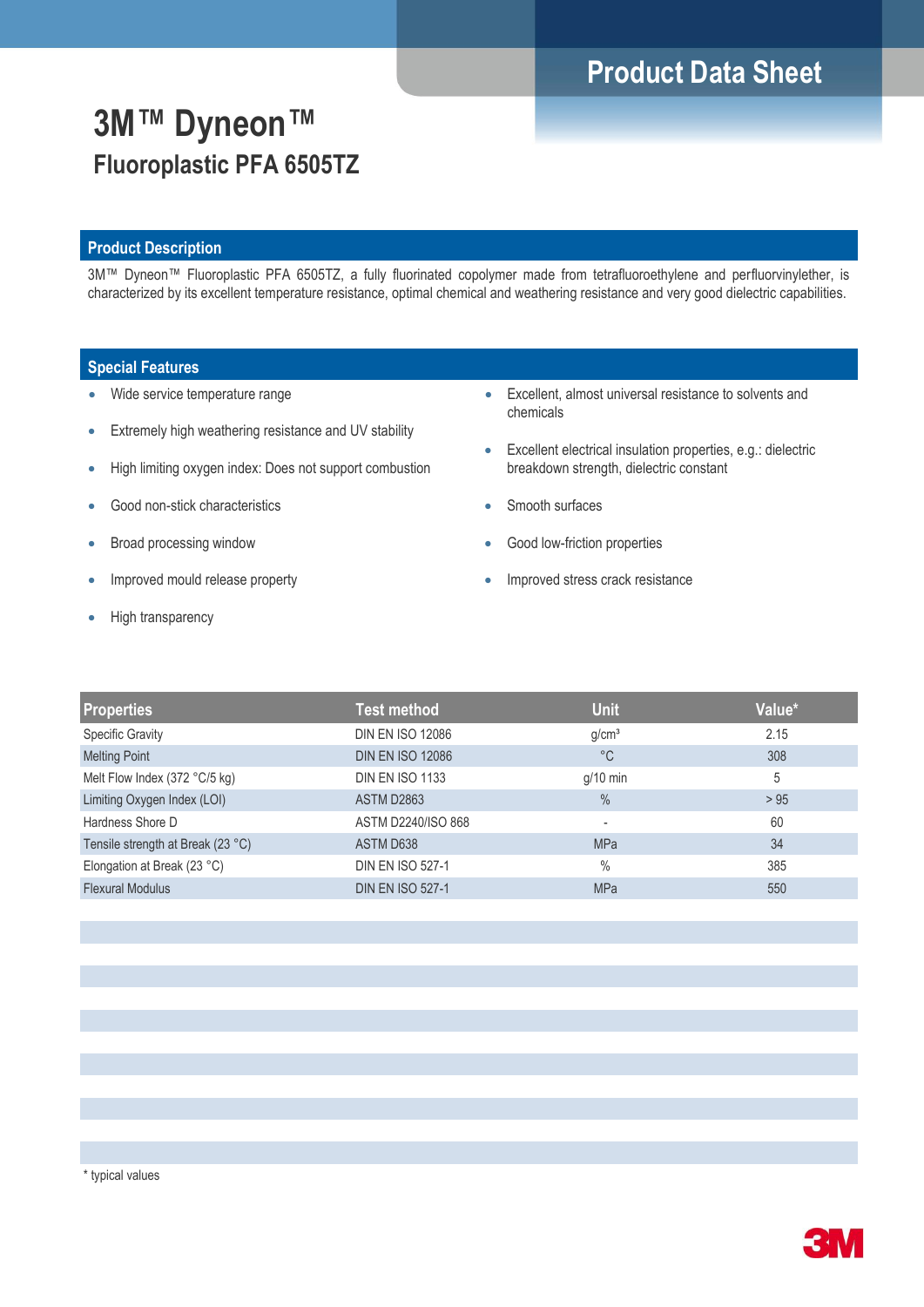Product Data Sheet

# 3M™ Dyneon™
## Fluoroplastic PFA 6505TZ

### Product Description

3M™ Dyneon™ Fluoroplastic PFA 6505TZ, a fully fluorinated copolymer made from tetrafluoroethylene and perfluorvinylether, is characterized by its excellent temperature resistance, optimal chemical and weathering resistance and very good dielectric capabilities.

### Special Features

- Wide service temperature range
- Extremely high weathering resistance and UV stability
- High limiting oxygen index: Does not support combustion
- Good non-stick characteristics
- Broad processing window
- Improved mould release property
- High transparency
- Excellent, almost universal resistance to solvents and chemicals
- Excellent electrical insulation properties, e.g.: dielectric breakdown strength, dielectric constant
- Smooth surfaces
- Good low-friction properties
- Improved stress crack resistance

| Properties | Test method | Unit | Value* |
|---|---|---|---|
| Specific Gravity | DIN EN ISO 12086 | g/cm³ | 2.15 |
| Melting Point | DIN EN ISO 12086 | °C | 308 |
| Melt Flow Index (372 °C/5 kg) | DIN EN ISO 1133 | g/10 min | 5 |
| Limiting Oxygen Index (LOI) | ASTM D2863 | % | > 95 |
| Hardness Shore D | ASTM D2240/ISO 868 | - | 60 |
| Tensile strength at Break (23 °C) | ASTM D638 | MPa | 34 |
| Elongation at Break (23 °C) | DIN EN ISO 527-1 | % | 385 |
| Flexural Modulus | DIN EN ISO 527-1 | MPa | 550 |

\* typical values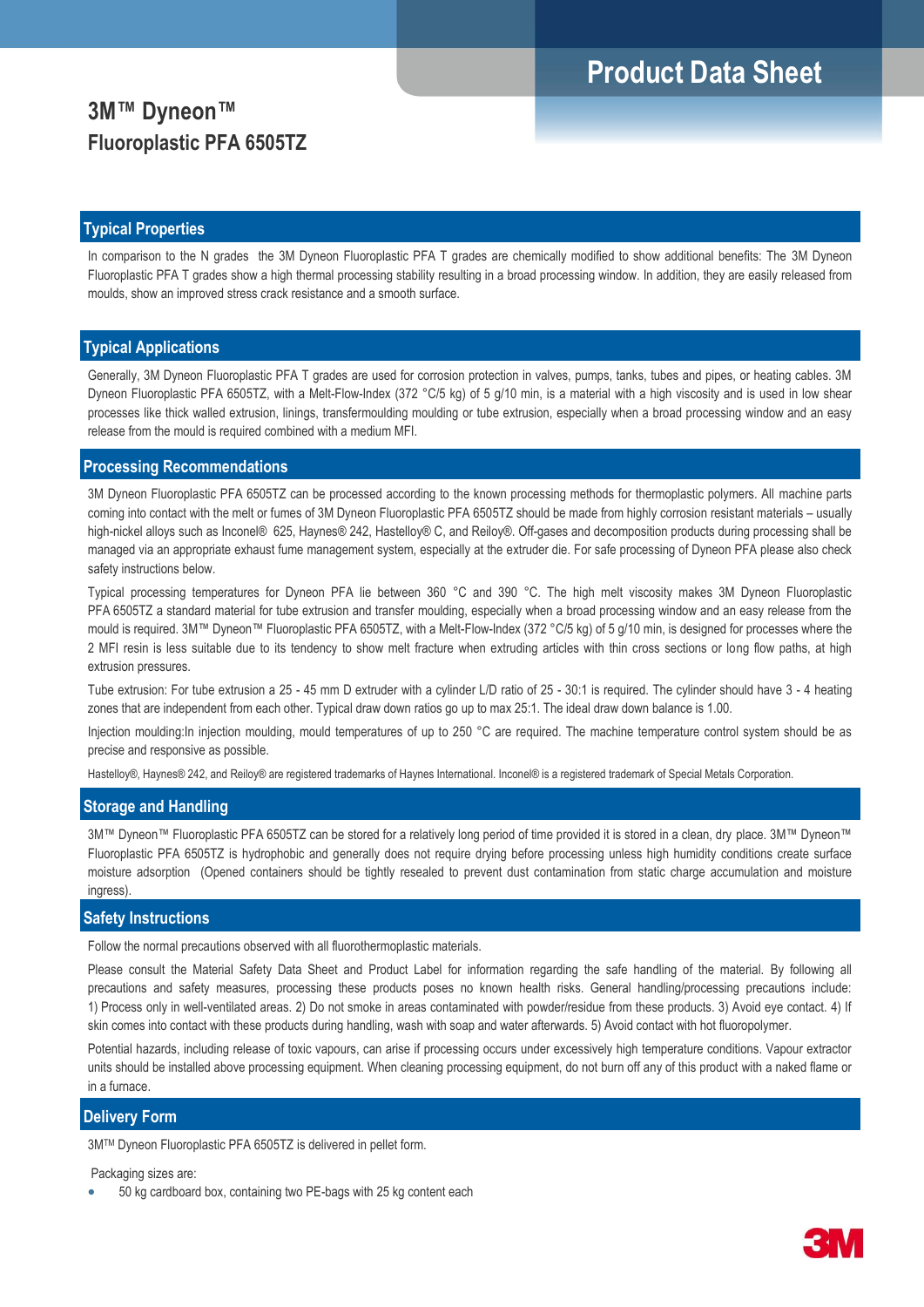# Product Data Sheet

## 3M™ Dyneon™
## Fluoroplastic PFA 6505TZ

### Typical Properties

In comparison to the N grades the 3M Dyneon Fluoroplastic PFA T grades are chemically modified to show additional benefits: The 3M Dyneon Fluoroplastic PFA T grades show a high thermal processing stability resulting in a broad processing window. In addition, they are easily released from moulds, show an improved stress crack resistance and a smooth surface.

### Typical Applications

Generally, 3M Dyneon Fluoroplastic PFA T grades are used for corrosion protection in valves, pumps, tanks, tubes and pipes, or heating cables. 3M Dyneon Fluoroplastic PFA 6505TZ, with a Melt-Flow-Index (372 °C/5 kg) of 5 g/10 min, is a material with a high viscosity and is used in low shear processes like thick walled extrusion, linings, transfermoulding moulding or tube extrusion, especially when a broad processing window and an easy release from the mould is required combined with a medium MFI.

### Processing Recommendations

3M Dyneon Fluoroplastic PFA 6505TZ can be processed according to the known processing methods for thermoplastic polymers. All machine parts coming into contact with the melt or fumes of 3M Dyneon Fluoroplastic PFA 6505TZ should be made from highly corrosion resistant materials – usually high-nickel alloys such as Inconel® 625, Haynes® 242, Hastelloy® C, and Reiloy®. Off-gases and decomposition products during processing shall be managed via an appropriate exhaust fume management system, especially at the extruder die. For safe processing of Dyneon PFA please also check safety instructions below.

Typical processing temperatures for Dyneon PFA lie between 360 °C and 390 °C. The high melt viscosity makes 3M Dyneon Fluoroplastic PFA 6505TZ a standard material for tube extrusion and transfer moulding, especially when a broad processing window and an easy release from the mould is required. 3M™ Dyneon™ Fluoroplastic PFA 6505TZ, with a Melt-Flow-Index (372 °C/5 kg) of 5 g/10 min, is designed for processes where the 2 MFI resin is less suitable due to its tendency to show melt fracture when extruding articles with thin cross sections or long flow paths, at high extrusion pressures.

Tube extrusion: For tube extrusion a 25 - 45 mm D extruder with a cylinder L/D ratio of 25 - 30:1 is required. The cylinder should have 3 - 4 heating zones that are independent from each other. Typical draw down ratios go up to max 25:1. The ideal draw down balance is 1.00.

Injection moulding:In injection moulding, mould temperatures of up to 250 °C are required. The machine temperature control system should be as precise and responsive as possible.

Hastelloy®, Haynes® 242, and Reiloy® are registered trademarks of Haynes International. Inconel® is a registered trademark of Special Metals Corporation.

### Storage and Handling

3M™ Dyneon™ Fluoroplastic PFA 6505TZ can be stored for a relatively long period of time provided it is stored in a clean, dry place. 3M™ Dyneon™ Fluoroplastic PFA 6505TZ is hydrophobic and generally does not require drying before processing unless high humidity conditions create surface moisture adsorption (Opened containers should be tightly resealed to prevent dust contamination from static charge accumulation and moisture ingress).

### Safety Instructions

Follow the normal precautions observed with all fluorothermoplastic materials.

Please consult the Material Safety Data Sheet and Product Label for information regarding the safe handling of the material. By following all precautions and safety measures, processing these products poses no known health risks. General handling/processing precautions include: 1) Process only in well-ventilated areas. 2) Do not smoke in areas contaminated with powder/residue from these products. 3) Avoid eye contact. 4) If skin comes into contact with these products during handling, wash with soap and water afterwards. 5) Avoid contact with hot fluoropolymer.

Potential hazards, including release of toxic vapours, can arise if processing occurs under excessively high temperature conditions. Vapour extractor units should be installed above processing equipment. When cleaning processing equipment, do not burn off any of this product with a naked flame or in a furnace.

### Delivery Form

3M™ Dyneon Fluoroplastic PFA 6505TZ is delivered in pellet form.

Packaging sizes are:

- 50 kg cardboard box, containing two PE-bags with 25 kg content each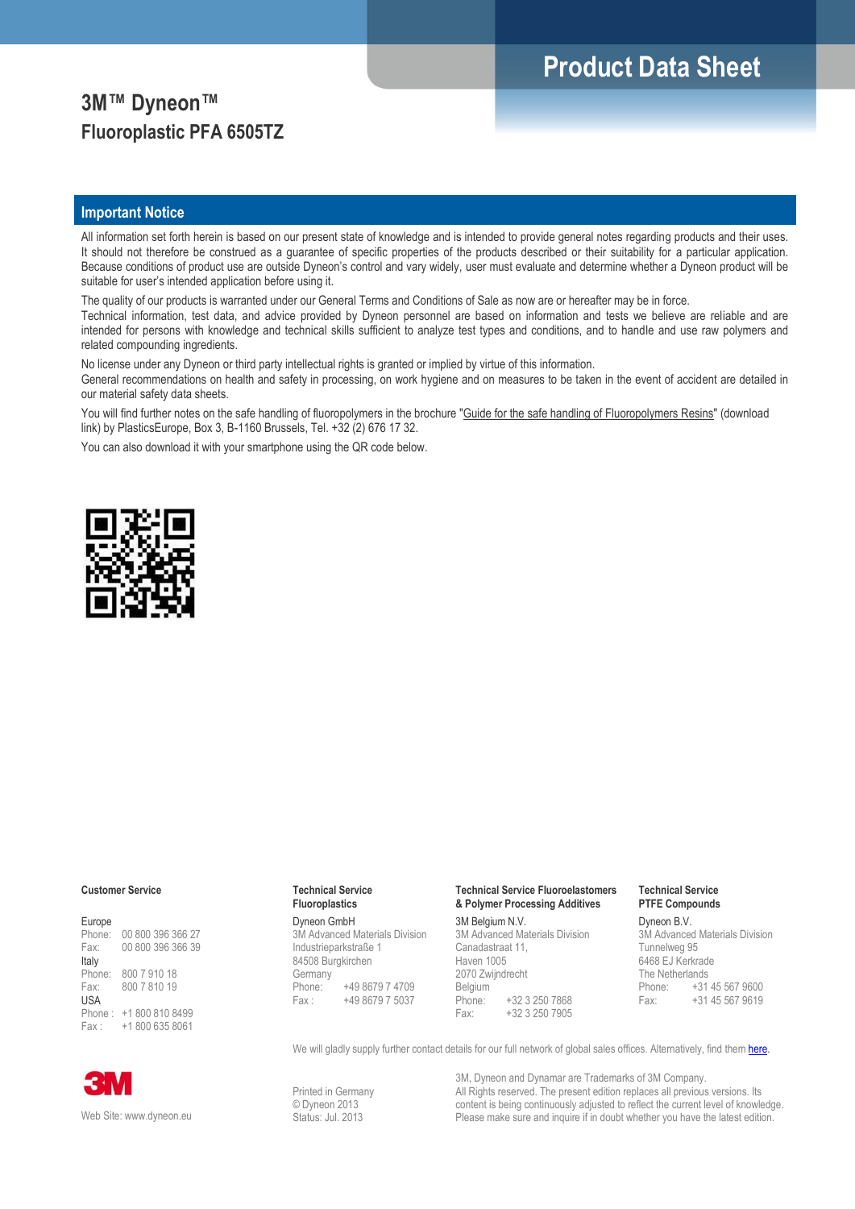# 3M™ Dyneon™
## Fluoroplastic PFA 6505TZ

Product Data Sheet

## Important Notice

All information set forth herein is based on our present state of knowledge and is intended to provide general notes regarding products and their uses. It should not therefore be construed as a guarantee of specific properties of the products described or their suitability for a particular application. Because conditions of product use are outside Dyneon's control and vary widely, user must evaluate and determine whether a Dyneon product will be suitable for user's intended application before using it.

The quality of our products is warranted under our General Terms and Conditions of Sale as now are or hereafter may be in force.
Technical information, test data, and advice provided by Dyneon personnel are based on information and tests we believe are reliable and are intended for persons with knowledge and technical skills sufficient to analyze test types and conditions, and to handle and use raw polymers and related compounding ingredients.

No license under any Dyneon or third party intellectual rights is granted or implied by virtue of this information.
General recommendations on health and safety in processing, on work hygiene and on measures to be taken in the event of accident are detailed in our material safety data sheets.

You will find further notes on the safe handling of fluoropolymers in the brochure "Guide for the safe handling of Fluoropolymers Resins" (download link) by PlasticsEurope, Box 3, B-1160 Brussels, Tel. +32 (2) 676 17 32.

You can also download it with your smartphone using the QR code below.

**Customer Service**

Europe
Phone: 00 800 396 366 27
Fax: 00 800 396 366 39
Italy
Phone: 800 7 910 18
Fax: 800 7 810 19
USA
Phone : +1 800 810 8499
Fax : +1 800 635 8061

**Technical Service Fluoroplastics**

Dyneon GmbH
3M Advanced Materials Division
Industrieparkstraße 1
84508 Burgkirchen
Germany
Phone: +49 8679 7 4709
Fax : +49 8679 7 5037

**Technical Service Fluoroelastomers & Polymer Processing Additives**

3M Belgium N.V.
3M Advanced Materials Division
Canadastraat 11,
Haven 1005
2070 Zwijndrecht
Belgium
Phone: +32 3 250 7868
Fax: +32 3 250 7905

**Technical Service PTFE Compounds**

Dyneon B.V.
3M Advanced Materials Division
Tunnelweg 95
6468 EJ Kerkrade
The Netherlands
Phone: +31 45 567 9600
Fax: +31 45 567 9619

We will gladly supply further contact details for our full network of global sales offices. Alternatively, find them here.

3M

Web Site: www.dyneon.eu

Printed in Germany
© Dyneon 2013
Status: Jul. 2013

3M, Dyneon and Dynamar are Trademarks of 3M Company.
All Rights reserved. The present edition replaces all previous versions. Its content is being continuously adjusted to reflect the current level of knowledge. Please make sure and inquire if in doubt whether you have the latest edition.